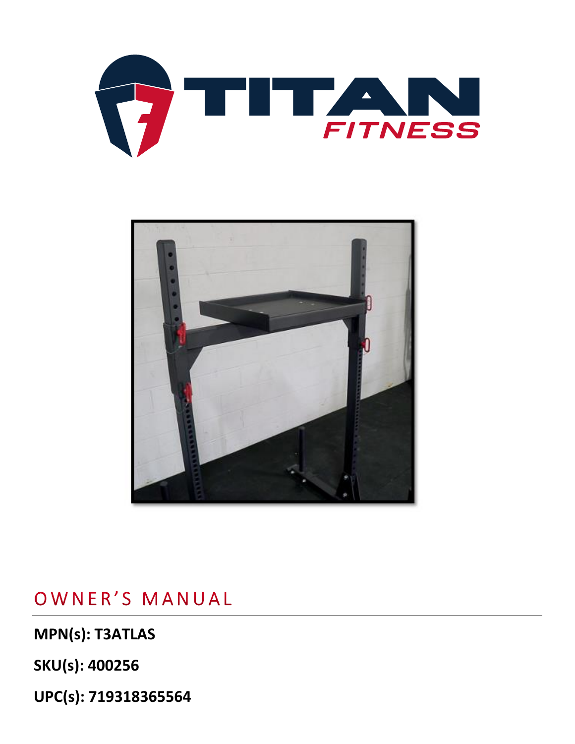# OWNER'S MANUAL

**MPN(s): T3ATLAS**

**SKU(s): 400256**

**UPC(s): 719318365564**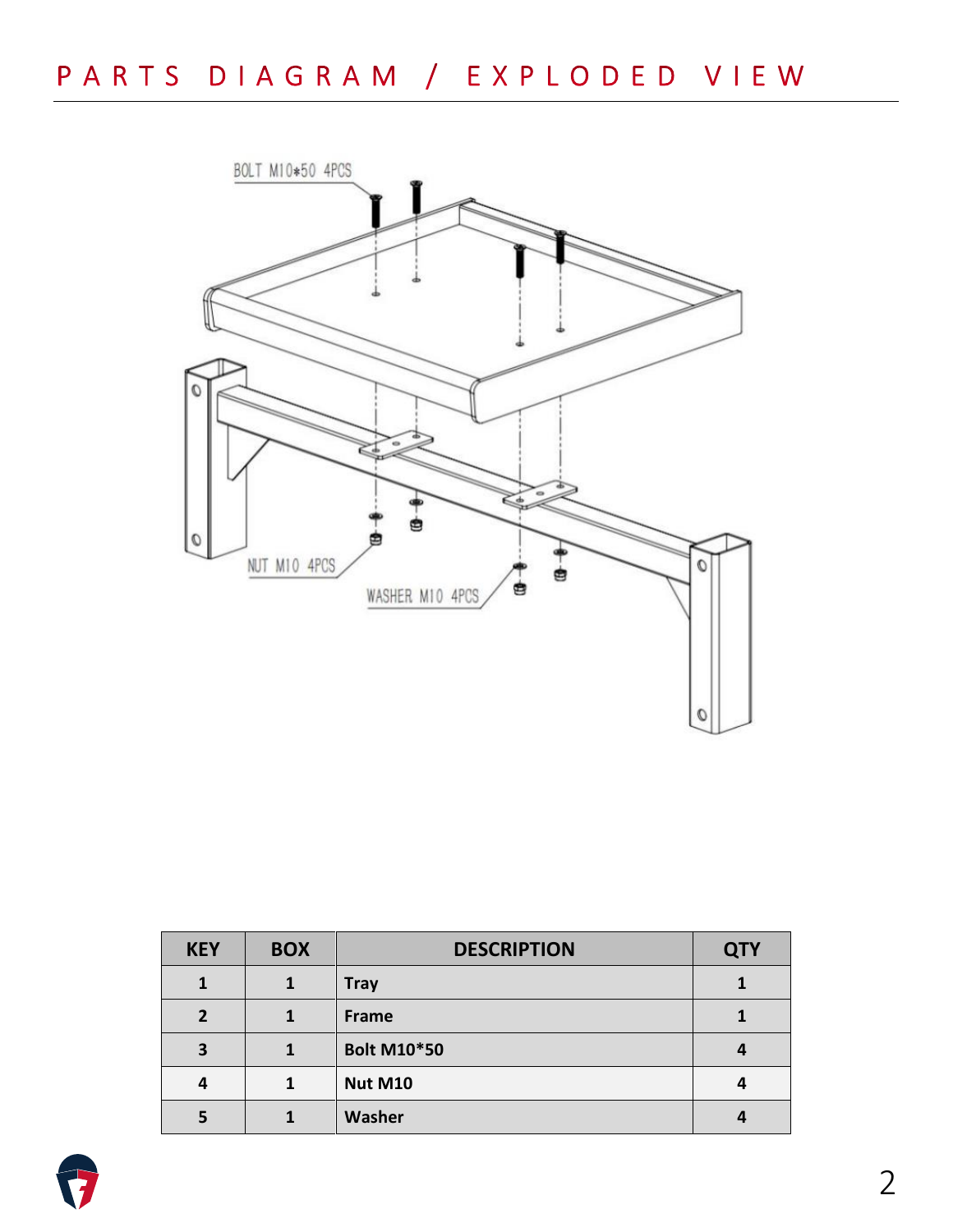# PARTS DIAGRAM / EXPLODED VIEW

BOLT M10*50 4PCS

NUT M10 4PCS

WASHER M10 4PCS

| KEY | BOX | DESCRIPTION | QTY |
|---|---|---|---|
| 1 | 1 | Tray | 1 |
| 2 | 1 | Frame | 1 |
| 3 | 1 | Bolt M10*50 | 4 |
| 4 | 1 | Nut M10 | 4 |
| 5 | 1 | Washer | 4 |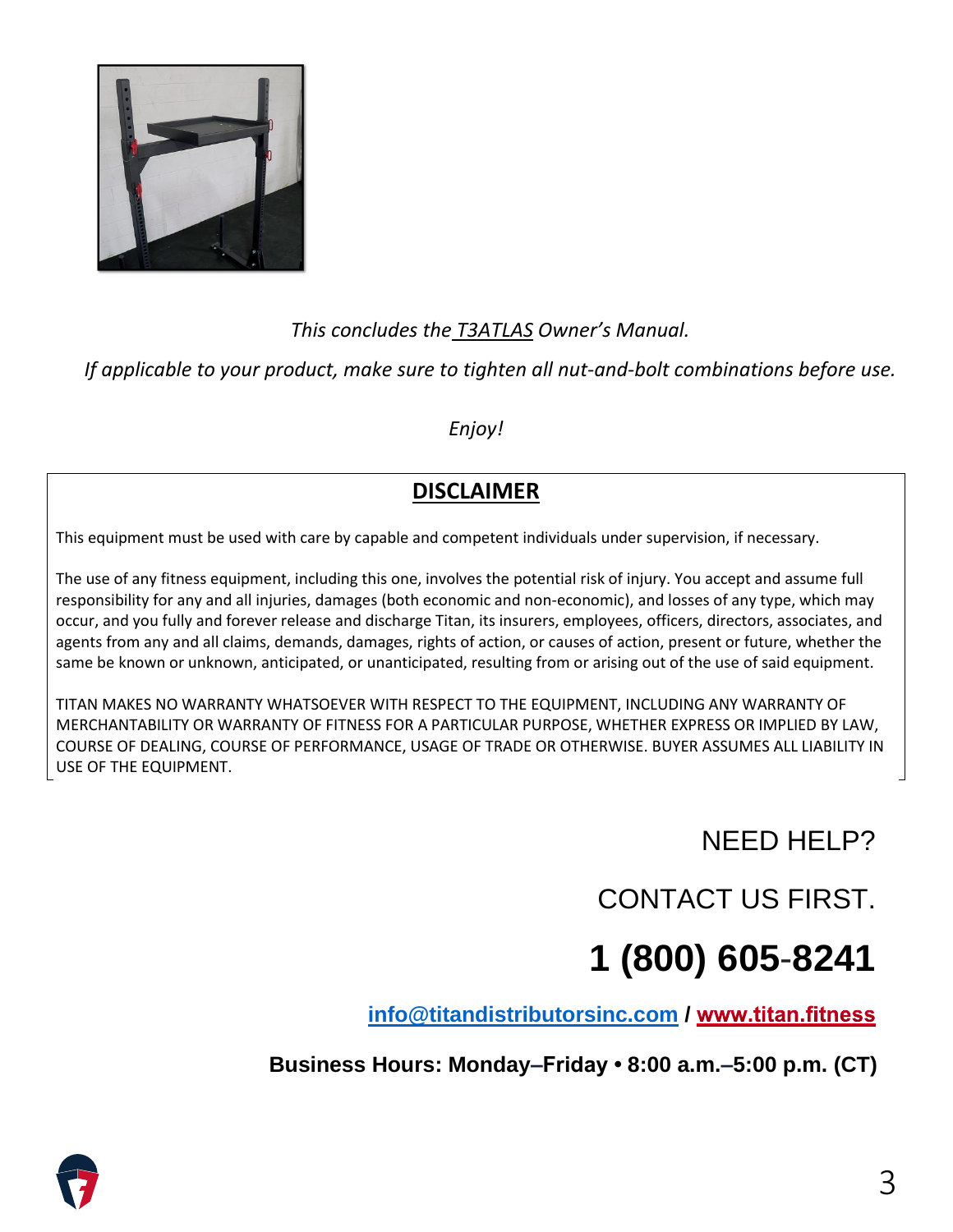*This concludes the T3ATLAS Owner's Manual.*

*If applicable to your product, make sure to tighten all nut-and-bolt combinations before use.*

*Enjoy!*

## DISCLAIMER

This equipment must be used with care by capable and competent individuals under supervision, if necessary.

The use of any fitness equipment, including this one, involves the potential risk of injury. You accept and assume full responsibility for any and all injuries, damages (both economic and non-economic), and losses of any type, which may occur, and you fully and forever release and discharge Titan, its insurers, employees, officers, directors, associates, and agents from any and all claims, demands, damages, rights of action, or causes of action, present or future, whether the same be known or unknown, anticipated, or unanticipated, resulting from or arising out of the use of said equipment.

TITAN MAKES NO WARRANTY WHATSOEVER WITH RESPECT TO THE EQUIPMENT, INCLUDING ANY WARRANTY OF MERCHANTABILITY OR WARRANTY OF FITNESS FOR A PARTICULAR PURPOSE, WHETHER EXPRESS OR IMPLIED BY LAW, COURSE OF DEALING, COURSE OF PERFORMANCE, USAGE OF TRADE OR OTHERWISE. BUYER ASSUMES ALL LIABILITY IN USE OF THE EQUIPMENT.

NEED HELP?

CONTACT US FIRST.

**1 (800) 605-8241**

**info@titandistributorsinc.com / www.titan.fitness**

**Business Hours: Monday–Friday • 8:00 a.m.–5:00 p.m. (CT)**